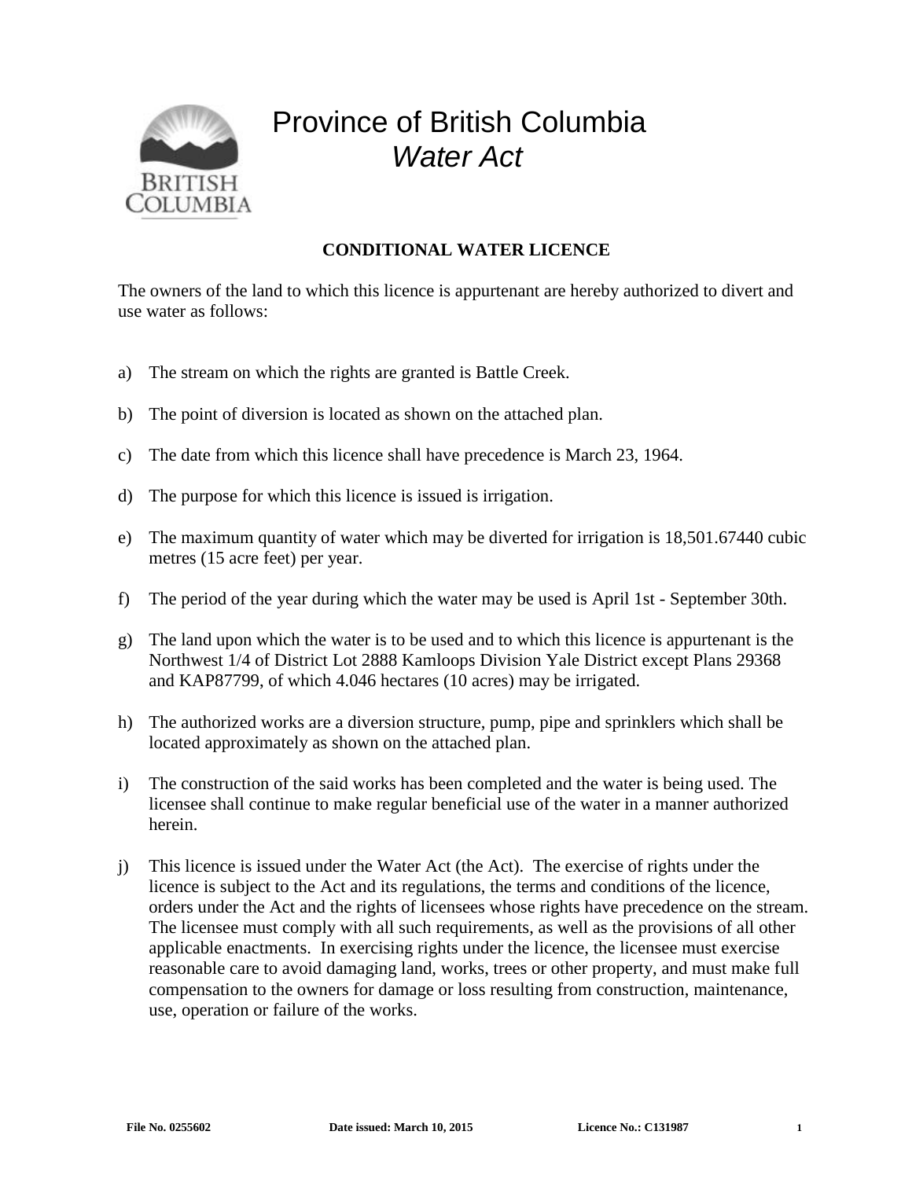# Province of British Columbia
## *Water Act*

### CONDITIONAL WATER LICENCE

The owners of the land to which this licence is appurtenant are hereby authorized to divert and use water as follows:

a) The stream on which the rights are granted is Battle Creek.

b) The point of diversion is located as shown on the attached plan.

c) The date from which this licence shall have precedence is March 23, 1964.

d) The purpose for which this licence is issued is irrigation.

e) The maximum quantity of water which may be diverted for irrigation is 18,501.67440 cubic metres (15 acre feet) per year.

f) The period of the year during which the water may be used is April 1st - September 30th.

g) The land upon which the water is to be used and to which this licence is appurtenant is the Northwest 1/4 of District Lot 2888 Kamloops Division Yale District except Plans 29368 and KAP87799, of which 4.046 hectares (10 acres) may be irrigated.

h) The authorized works are a diversion structure, pump, pipe and sprinklers which shall be located approximately as shown on the attached plan.

i) The construction of the said works has been completed and the water is being used. The licensee shall continue to make regular beneficial use of the water in a manner authorized herein.

j) This licence is issued under the Water Act (the Act). The exercise of rights under the licence is subject to the Act and its regulations, the terms and conditions of the licence, orders under the Act and the rights of licensees whose rights have precedence on the stream. The licensee must comply with all such requirements, as well as the provisions of all other applicable enactments. In exercising rights under the licence, the licensee must exercise reasonable care to avoid damaging land, works, trees or other property, and must make full compensation to the owners for damage or loss resulting from construction, maintenance, use, operation or failure of the works.

**File No. 0255602** **Date issued: March 10, 2015** **Licence No.: C131987**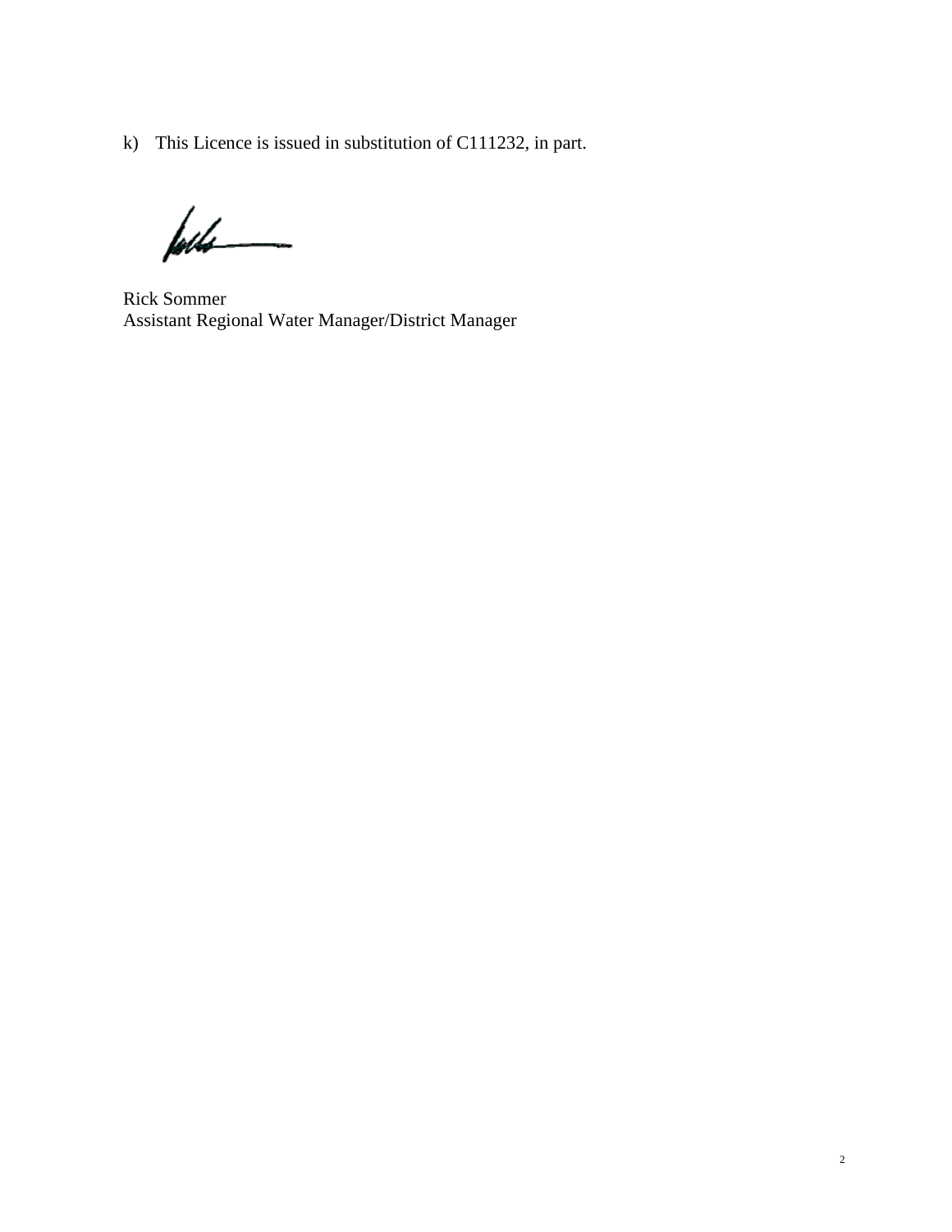k) This Licence is issued in substitution of C111232, in part.

Rick Sommer
Assistant Regional Water Manager/District Manager